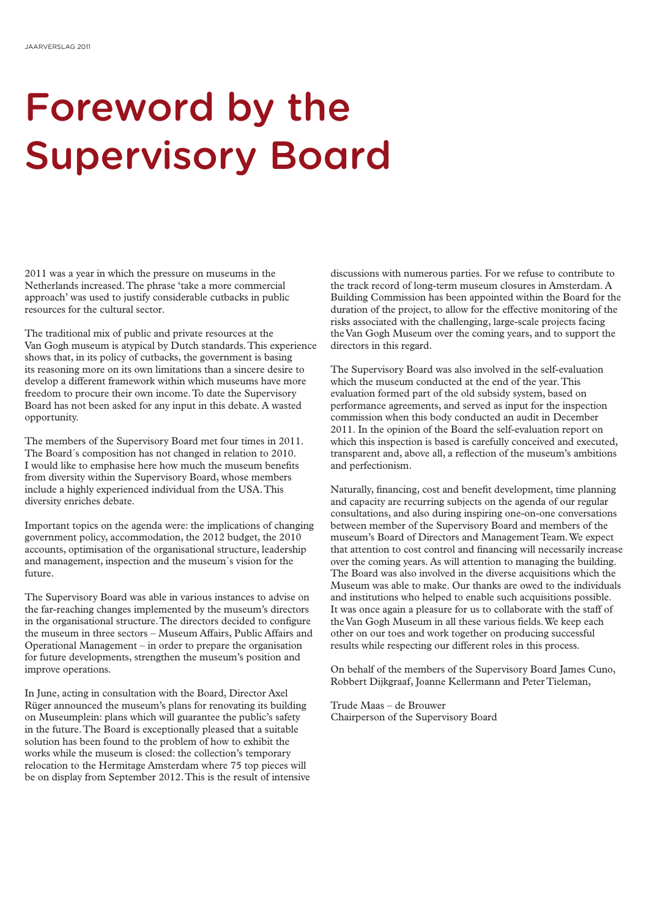# Foreword by the Supervisory Board

2011 was a year in which the pressure on museums in the Netherlands increased. The phrase 'take a more commercial approach' was used to justify considerable cutbacks in public resources for the cultural sector.

The traditional mix of public and private resources at the Van Gogh museum is atypical by Dutch standards. This experience shows that, in its policy of cutbacks, the government is basing its reasoning more on its own limitations than a sincere desire to develop a different framework within which museums have more freedom to procure their own income. To date the Supervisory Board has not been asked for any input in this debate. A wasted opportunity.

The members of the Supervisory Board met four times in 2011. The Board´s composition has not changed in relation to 2010. I would like to emphasise here how much the museum benefits from diversity within the Supervisory Board, whose members include a highly experienced individual from the USA. This diversity enriches debate.

Important topics on the agenda were: the implications of changing government policy, accommodation, the 2012 budget, the 2010 accounts, optimisation of the organisational structure, leadership and management, inspection and the museum´s vision for the future.

The Supervisory Board was able in various instances to advise on the far-reaching changes implemented by the museum's directors in the organisational structure. The directors decided to configure the museum in three sectors – Museum Affairs, Public Affairs and Operational Management – in order to prepare the organisation for future developments, strengthen the museum's position and improve operations.

In June, acting in consultation with the Board, Director Axel Rüger announced the museum's plans for renovating its building on Museumplein: plans which will guarantee the public's safety in the future. The Board is exceptionally pleased that a suitable solution has been found to the problem of how to exhibit the works while the museum is closed: the collection's temporary relocation to the Hermitage Amsterdam where 75 top pieces will be on display from September 2012. This is the result of intensive discussions with numerous parties. For we refuse to contribute to the track record of long-term museum closures in Amsterdam. A Building Commission has been appointed within the Board for the duration of the project, to allow for the effective monitoring of the risks associated with the challenging, large-scale projects facing the Van Gogh Museum over the coming years, and to support the directors in this regard.

The Supervisory Board was also involved in the self-evaluation which the museum conducted at the end of the year. This evaluation formed part of the old subsidy system, based on performance agreements, and served as input for the inspection commission when this body conducted an audit in December 2011. In the opinion of the Board the self-evaluation report on which this inspection is based is carefully conceived and executed, transparent and, above all, a reflection of the museum's ambitions and perfectionism.

Naturally, financing, cost and benefit development, time planning and capacity are recurring subjects on the agenda of our regular consultations, and also during inspiring one-on-one conversations between member of the Supervisory Board and members of the museum's Board of Directors and Management Team. We expect that attention to cost control and financing will necessarily increase over the coming years. As will attention to managing the building. The Board was also involved in the diverse acquisitions which the Museum was able to make. Our thanks are owed to the individuals and institutions who helped to enable such acquisitions possible. It was once again a pleasure for us to collaborate with the staff of the Van Gogh Museum in all these various fields. We keep each other on our toes and work together on producing successful results while respecting our different roles in this process.

On behalf of the members of the Supervisory Board James Cuno, Robbert Dijkgraaf, Joanne Kellermann and Peter Tieleman,

Trude Maas – de Brouwer
Chairperson of the Supervisory Board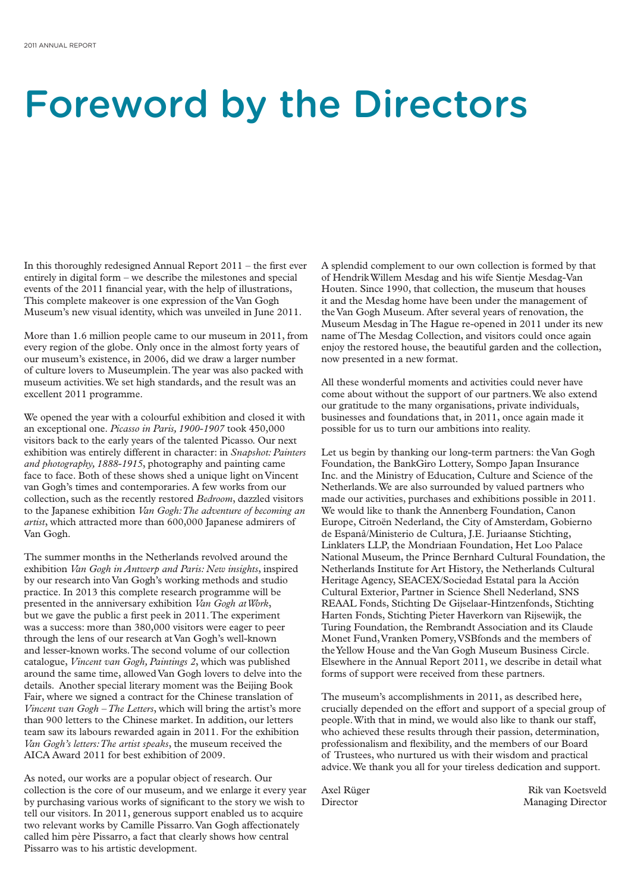# Foreword by the Directors

In this thoroughly redesigned Annual Report 2011 – the first ever entirely in digital form – we describe the milestones and special events of the 2011 financial year, with the help of illustrations, This complete makeover is one expression of the Van Gogh Museum's new visual identity, which was unveiled in June 2011.

More than 1.6 million people came to our museum in 2011, from every region of the globe. Only once in the almost forty years of our museum's existence, in 2006, did we draw a larger number of culture lovers to Museumplein. The year was also packed with museum activities. We set high standards, and the result was an excellent 2011 programme.

We opened the year with a colourful exhibition and closed it with an exceptional one. *Picasso in Paris, 1900-1907* took 450,000 visitors back to the early years of the talented Picasso. Our next exhibition was entirely different in character: in *Snapshot: Painters and photography, 1888-1915*, photography and painting came face to face. Both of these shows shed a unique light on Vincent van Gogh's times and contemporaries. A few works from our collection, such as the recently restored *Bedroom*, dazzled visitors to the Japanese exhibition *Van Gogh: The adventure of becoming an artist*, which attracted more than 600,000 Japanese admirers of Van Gogh.

The summer months in the Netherlands revolved around the exhibition *Van Gogh in Antwerp and Paris: New insights*, inspired by our research into Van Gogh's working methods and studio practice. In 2013 this complete research programme will be presented in the anniversary exhibition *Van Gogh at Work*, but we gave the public a first peek in 2011. The experiment was a success: more than 380,000 visitors were eager to peer through the lens of our research at Van Gogh's well-known and lesser-known works. The second volume of our collection catalogue, *Vincent van Gogh, Paintings 2*, which was published around the same time, allowed Van Gogh lovers to delve into the details. Another special literary moment was the Beijing Book Fair, where we signed a contract for the Chinese translation of *Vincent van Gogh – The Letters*, which will bring the artist's more than 900 letters to the Chinese market. In addition, our letters team saw its labours rewarded again in 2011. For the exhibition *Van Gogh's letters: The artist speaks*, the museum received the AICA Award 2011 for best exhibition of 2009.

As noted, our works are a popular object of research. Our collection is the core of our museum, and we enlarge it every year by purchasing various works of significant to the story we wish to tell our visitors. In 2011, generous support enabled us to acquire two relevant works by Camille Pissarro. Van Gogh affectionately called him père Pissarro, a fact that clearly shows how central Pissarro was to his artistic development.

A splendid complement to our own collection is formed by that of Hendrik Willem Mesdag and his wife Sientje Mesdag-Van Houten. Since 1990, that collection, the museum that houses it and the Mesdag home have been under the management of the Van Gogh Museum. After several years of renovation, the Museum Mesdag in The Hague re-opened in 2011 under its new name of The Mesdag Collection, and visitors could once again enjoy the restored house, the beautiful garden and the collection, now presented in a new format.

All these wonderful moments and activities could never have come about without the support of our partners. We also extend our gratitude to the many organisations, private individuals, businesses and foundations that, in 2011, once again made it possible for us to turn our ambitions into reality.

Let us begin by thanking our long-term partners: the Van Gogh Foundation, the BankGiro Lottery, Sompo Japan Insurance Inc. and the Ministry of Education, Culture and Science of the Netherlands. We are also surrounded by valued partners who made our activities, purchases and exhibitions possible in 2011. We would like to thank the Annenberg Foundation, Canon Europe, Citroën Nederland, the City of Amsterdam, Gobierno de Espanâ/Ministerio de Cultura, J.E. Juriaanse Stichting, Linklaters LLP, the Mondriaan Foundation, Het Loo Palace National Museum, the Prince Bernhard Cultural Foundation, the Netherlands Institute for Art History, the Netherlands Cultural Heritage Agency, SEACEX/Sociedad Estatal para la Acción Cultural Exterior, Partner in Science Shell Nederland, SNS REAAL Fonds, Stichting De Gijselaar-Hintzenfonds, Stichting Harten Fonds, Stichting Pieter Haverkorn van Rijsewijk, the Turing Foundation, the Rembrandt Association and its Claude Monet Fund, Vranken Pomery, VSBfonds and the members of the Yellow House and the Van Gogh Museum Business Circle. Elsewhere in the Annual Report 2011, we describe in detail what forms of support were received from these partners.

The museum's accomplishments in 2011, as described here, crucially depended on the effort and support of a special group of people. With that in mind, we would also like to thank our staff, who achieved these results through their passion, determination, professionalism and flexibility, and the members of our Board of Trustees, who nurtured us with their wisdom and practical advice. We thank you all for your tireless dedication and support.

Axel Rüger
Director

Rik van Koetsveld
Managing Director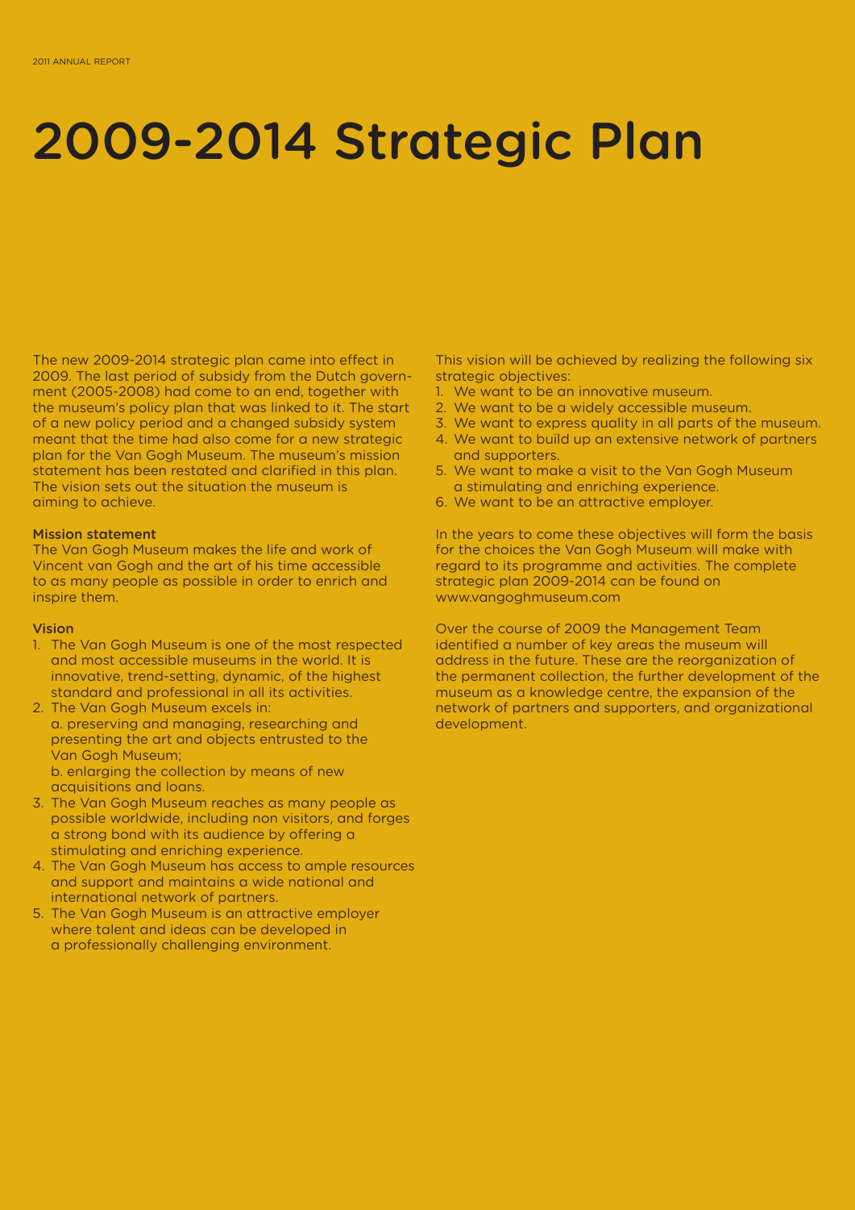# 2009-2014 Strategic Plan

The new 2009-2014 strategic plan came into effect in 2009. The last period of subsidy from the Dutch government (2005-2008) had come to an end, together with the museum's policy plan that was linked to it. The start of a new policy period and a changed subsidy system meant that the time had also come for a new strategic plan for the Van Gogh Museum. The museum's mission statement has been restated and clarified in this plan. The vision sets out the situation the museum is aiming to achieve.

### Mission statement

The Van Gogh Museum makes the life and work of Vincent van Gogh and the art of his time accessible to as many people as possible in order to enrich and inspire them.

### Vision

1. The Van Gogh Museum is one of the most respected and most accessible museums in the world. It is innovative, trend-setting, dynamic, of the highest standard and professional in all its activities.
2. The Van Gogh Museum excels in:
   a. preserving and managing, researching and presenting the art and objects entrusted to the Van Gogh Museum;
   b. enlarging the collection by means of new acquisitions and loans.
3. The Van Gogh Museum reaches as many people as possible worldwide, including non visitors, and forges a strong bond with its audience by offering a stimulating and enriching experience.
4. The Van Gogh Museum has access to ample resources and support and maintains a wide national and international network of partners.
5. The Van Gogh Museum is an attractive employer where talent and ideas can be developed in a professionally challenging environment.

This vision will be achieved by realizing the following six strategic objectives:

1. We want to be an innovative museum.
2. We want to be a widely accessible museum.
3. We want to express quality in all parts of the museum.
4. We want to build up an extensive network of partners and supporters.
5. We want to make a visit to the Van Gogh Museum a stimulating and enriching experience.
6. We want to be an attractive employer.

In the years to come these objectives will form the basis for the choices the Van Gogh Museum will make with regard to its programme and activities. The complete strategic plan 2009-2014 can be found on www.vangoghmuseum.com

Over the course of 2009 the Management Team identified a number of key areas the museum will address in the future. These are the reorganization of the permanent collection, the further development of the museum as a knowledge centre, the expansion of the network of partners and supporters, and organizational development.